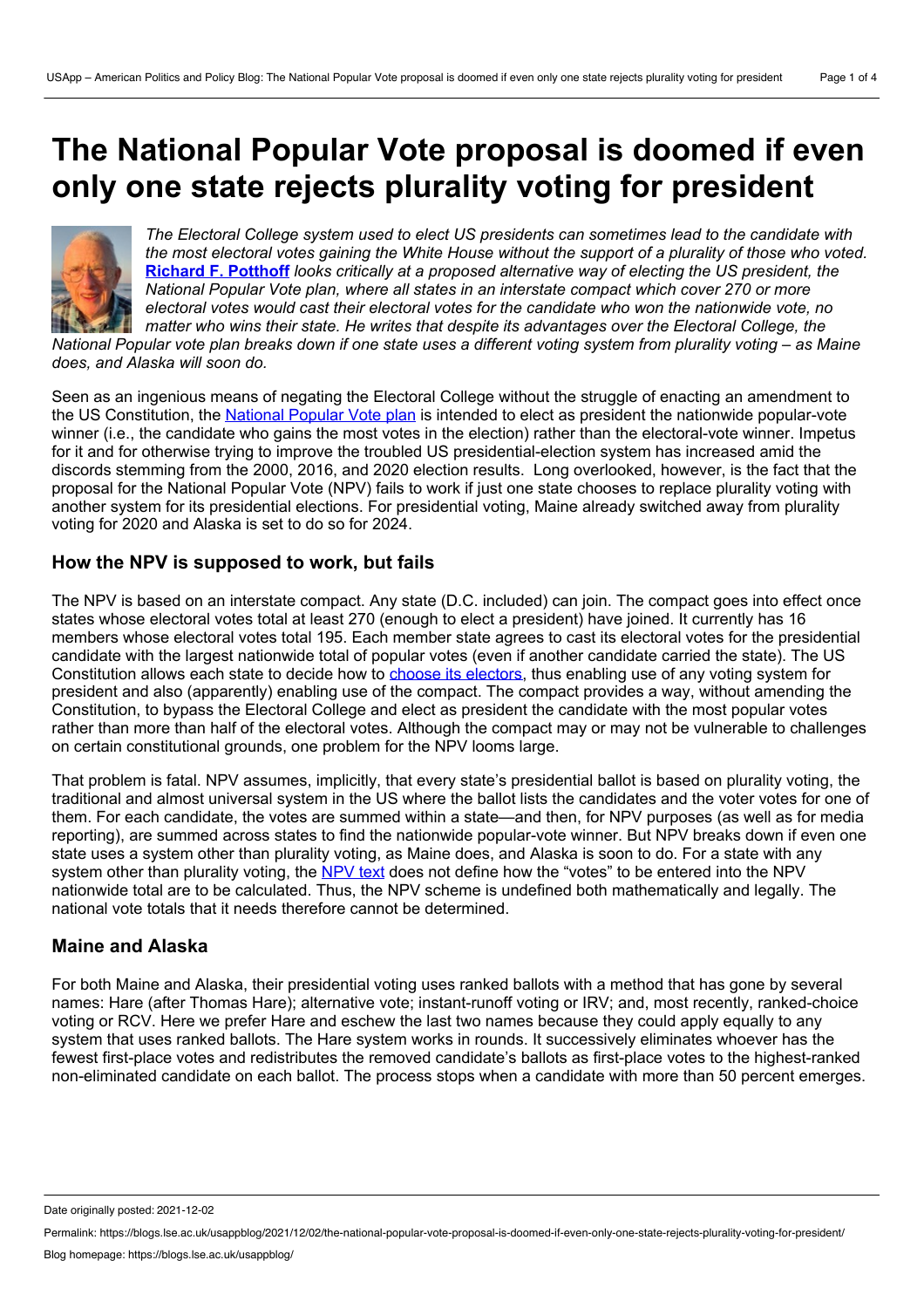# The National Popular Vote proposal is doomed if even only one state rejects plurality voting for president

*The Electoral College system used to elect US presidents can sometimes lead to the candidate with the most electoral votes gaining the White House without the support of a plurality of those who voted.* **[Richard F. Potthoff](#)** *looks critically at a proposed alternative way of electing the US president, the National Popular Vote plan, where all states in an interstate compact which cover 270 or more electoral votes would cast their electoral votes for the candidate who won the nationwide vote, no matter who wins their state. He writes that despite its advantages over the Electoral College, the National Popular vote plan breaks down if one state uses a different voting system from plurality voting – as Maine does, and Alaska will soon do.*

Seen as an ingenious means of negating the Electoral College without the struggle of enacting an amendment to the US Constitution, the [National Popular Vote plan](#) is intended to elect as president the nationwide popular-vote winner (i.e., the candidate who gains the most votes in the election) rather than the electoral-vote winner. Impetus for it and for otherwise trying to improve the troubled US presidential-election system has increased amid the discords stemming from the 2000, 2016, and 2020 election results. Long overlooked, however, is the fact that the proposal for the National Popular Vote (NPV) fails to work if just one state chooses to replace plurality voting with another system for its presidential elections. For presidential voting, Maine already switched away from plurality voting for 2020 and Alaska is set to do so for 2024.

## How the NPV is supposed to work, but fails

The NPV is based on an interstate compact. Any state (D.C. included) can join. The compact goes into effect once states whose electoral votes total at least 270 (enough to elect a president) have joined. It currently has 16 members whose electoral votes total 195. Each member state agrees to cast its electoral votes for the presidential candidate with the largest nationwide total of popular votes (even if another candidate carried the state). The US Constitution allows each state to decide how to [choose its electors](#), thus enabling use of any voting system for president and also (apparently) enabling use of the compact. The compact provides a way, without amending the Constitution, to bypass the Electoral College and elect as president the candidate with the most popular votes rather than more than half of the electoral votes. Although the compact may or may not be vulnerable to challenges on certain constitutional grounds, one problem for the NPV looms large.

That problem is fatal. NPV assumes, implicitly, that every state's presidential ballot is based on plurality voting, the traditional and almost universal system in the US where the ballot lists the candidates and the voter votes for one of them. For each candidate, the votes are summed within a state—and then, for NPV purposes (as well as for media reporting), are summed across states to find the nationwide popular-vote winner. But NPV breaks down if even one state uses a system other than plurality voting, as Maine does, and Alaska is soon to do. For a state with any system other than plurality voting, the [NPV text](#) does not define how the "votes" to be entered into the NPV nationwide total are to be calculated. Thus, the NPV scheme is undefined both mathematically and legally. The national vote totals that it needs therefore cannot be determined.

## Maine and Alaska

For both Maine and Alaska, their presidential voting uses ranked ballots with a method that has gone by several names: Hare (after Thomas Hare); alternative vote; instant-runoff voting or IRV; and, most recently, ranked-choice voting or RCV. Here we prefer Hare and eschew the last two names because they could apply equally to any system that uses ranked ballots. The Hare system works in rounds. It successively eliminates whoever has the fewest first-place votes and redistributes the removed candidate's ballots as first-place votes to the highest-ranked non-eliminated candidate on each ballot. The process stops when a candidate with more than 50 percent emerges.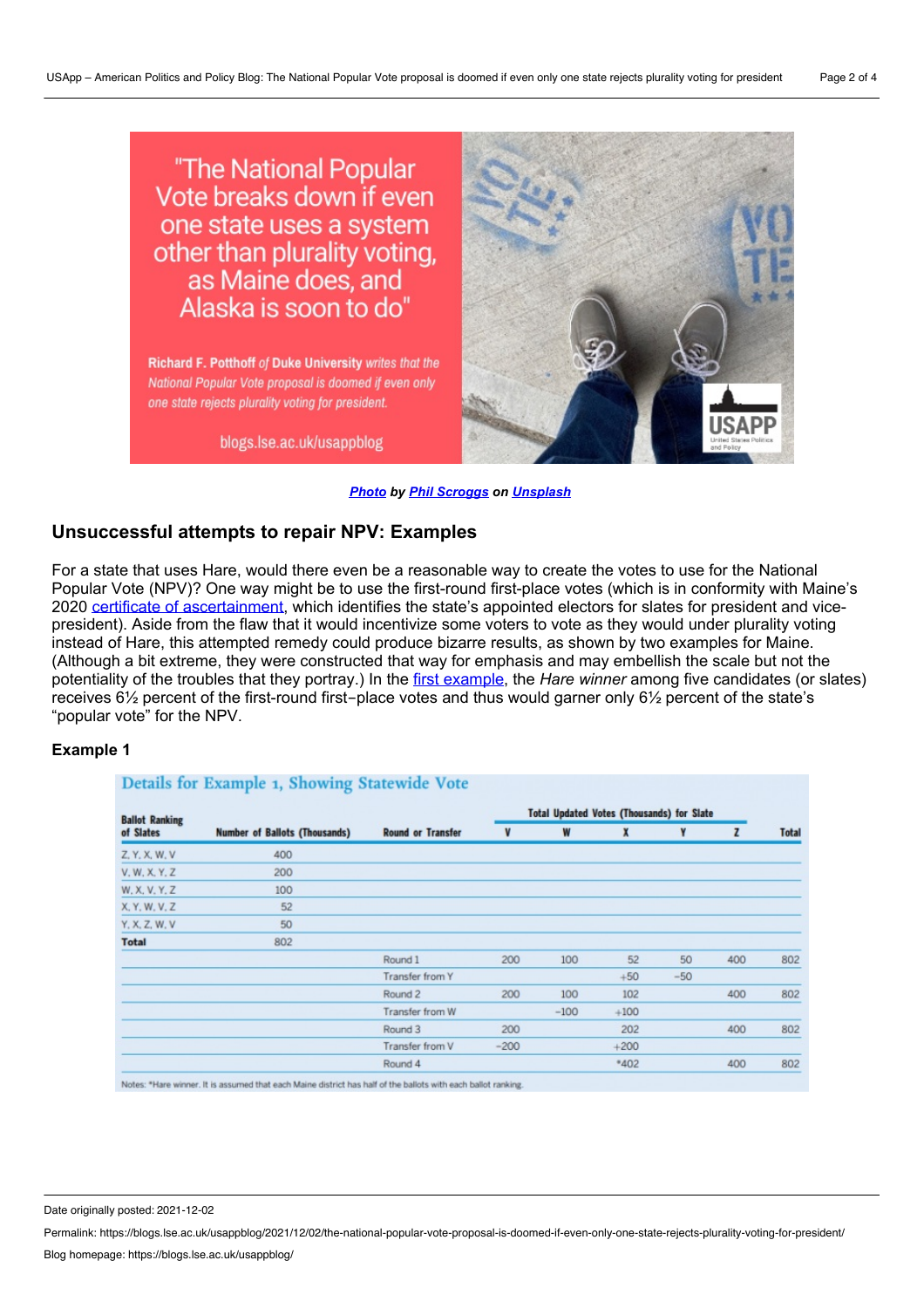*Photo by Phil Scroggs on Unsplash*

## Unsuccessful attempts to repair NPV: Examples

For a state that uses Hare, would there even be a reasonable way to create the votes to use for the National Popular Vote (NPV)? One way might be to use the first-round first-place votes (which is in conformity with Maine's 2020 certificate of ascertainment, which identifies the state's appointed electors for slates for president and vice-president). Aside from the flaw that it would incentivize some voters to vote as they would under plurality voting instead of Hare, this attempted remedy could produce bizarre results, as shown by two examples for Maine. (Although a bit extreme, they were constructed that way for emphasis and may embellish the scale but not the potentiality of the troubles that they portray.) In the first example, the *Hare winner* among five candidates (or slates) receives 6½ percent of the first-round first-place votes and thus would garner only 6½ percent of the state's "popular vote" for the NPV.

### Example 1

**Details for Example 1, Showing Statewide Vote**

| Ballot Ranking of Slates | Number of Ballots (Thousands) | Round or Transfer | Total Updated Votes (Thousands) for Slate | | | | | |
|---|---|---|---|---|---|---|---|---|
| | | | V | W | X | Y | Z | Total |
| Z, Y, X, W, V | 400 | | | | | | | |
| V, W, X, Y, Z | 200 | | | | | | | |
| W, X, V, Y, Z | 100 | | | | | | | |
| X, Y, W, V, Z | 52 | | | | | | | |
| Y, X, Z, W, V | 50 | | | | | | | |
| **Total** | 802 | | | | | | | |
| | | Round 1 | 200 | 100 | 52 | 50 | 400 | 802 |
| | | Transfer from Y | | | +50 | −50 | | |
| | | Round 2 | 200 | 100 | 102 | | 400 | 802 |
| | | Transfer from W | | −100 | +100 | | | |
| | | Round 3 | 200 | | 202 | | 400 | 802 |
| | | Transfer from V | −200 | | +200 | | | |
| | | Round 4 | | | *402 | | 400 | 802 |

Notes: *Hare winner. It is assumed that each Maine district has half of the ballots with each ballot ranking.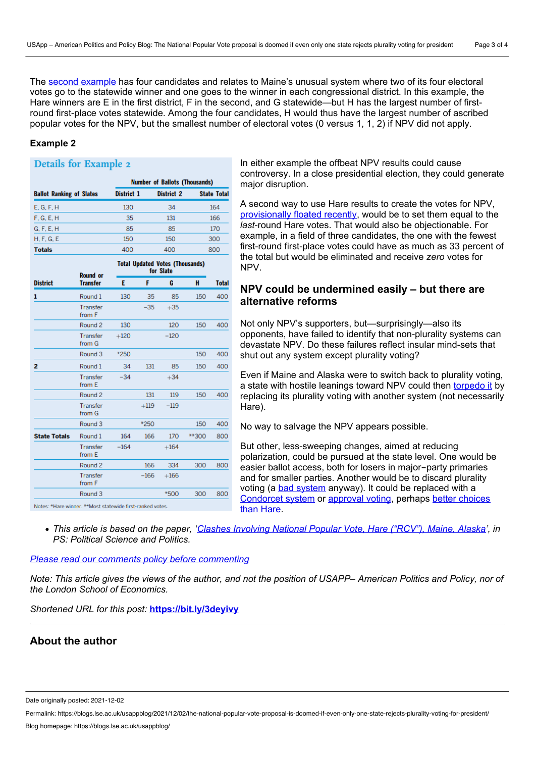The second example has four candidates and relates to Maine's unusual system where two of its four electoral votes go to the statewide winner and one goes to the winner in each congressional district. In this example, the Hare winners are E in the first district, F in the second, and G statewide—but H has the largest number of first-round first-place votes statewide. Among the four candidates, H would thus have the largest number of ascribed popular votes for the NPV, but the smallest number of electoral votes (0 versus 1, 1, 2) if NPV did not apply.

**Example 2**

**Details for Example 2**

| Ballot Ranking of Slates | Number of Ballots (Thousands) District 1 | District 2 | State Total |
|---|---|---|---|
| E, G, F, H | 130 | 34 | 164 |
| F, G, E, H | 35 | 131 | 166 |
| G, F, E, H | 85 | 85 | 170 |
| H, F, G, E | 150 | 150 | 300 |
| **Totals** | 400 | 400 | 800 |

| District | Round or Transfer | Total Updated Votes (Thousands) for Slate E | F | G | H | Total |
|---|---|---|---|---|---|---|
| **1** | Round 1 | 130 | 35 | 85 | 150 | 400 |
| | Transfer from F | | −35 | +35 | | |
| | Round 2 | 130 | | 120 | 150 | 400 |
| | Transfer from G | +120 | | −120 | | |
| | Round 3 | *250 | | | 150 | 400 |
| **2** | Round 1 | 34 | 131 | 85 | 150 | 400 |
| | Transfer from E | −34 | | +34 | | |
| | Round 2 | | 131 | 119 | 150 | 400 |
| | Transfer from G | | +119 | −119 | | |
| | Round 3 | | *250 | | 150 | 400 |
| **State Totals** | Round 1 | 164 | 166 | 170 | **300 | 800 |
| | Transfer from E | −164 | | +164 | | |
| | Round 2 | | 166 | 334 | 300 | 800 |
| | Transfer from F | | −166 | +166 | | |
| | Round 3 | | | *500 | 300 | 800 |

Notes: *Hare winner. **Most statewide first-ranked votes.

In either example the offbeat NPV results could cause controversy. In a close presidential election, they could generate major disruption.

A second way to use Hare results to create the votes for NPV, provisionally floated recently, would be to set them equal to the *last*-round Hare votes. That would also be objectionable. For example, in a field of three candidates, the one with the fewest first-round first-place votes could have as much as 33 percent of the total but would be eliminated and receive *zero* votes for NPV.

## NPV could be undermined easily – but there are alternative reforms

Not only NPV's supporters, but—surprisingly—also its opponents, have failed to identify that non-plurality systems can devastate NPV. Do these failures reflect insular mind-sets that shut out any system except plurality voting?

Even if Maine and Alaska were to switch back to plurality voting, a state with hostile leanings toward NPV could then torpedo it by replacing its plurality voting with another system (not necessarily Hare).

No way to salvage the NPV appears possible.

But other, less-sweeping changes, aimed at reducing polarization, could be pursued at the state level. One would be easier ballot access, both for losers in major-party primaries and for smaller parties. Another would be to discard plurality voting (a bad system anyway). It could be replaced with a Condorcet system or approval voting, perhaps better choices than Hare.

- *This article is based on the paper, 'Clashes Involving National Popular Vote, Hare ("RCV"), Maine, Alaska', in PS: Political Science and Politics.*

*Please read our comments policy before commenting*

*Note: This article gives the views of the author, and not the position of USAPP– American Politics and Policy, nor of the London School of Economics.*

*Shortened URL for this post:* **https://bit.ly/3deyivy**

## About the author

Date originally posted: 2021-12-02

Permalink: https://blogs.lse.ac.uk/usappblog/2021/12/02/the-national-popular-vote-proposal-is-doomed-if-even-only-one-state-rejects-plurality-voting-for-president/

Blog homepage: https://blogs.lse.ac.uk/usappblog/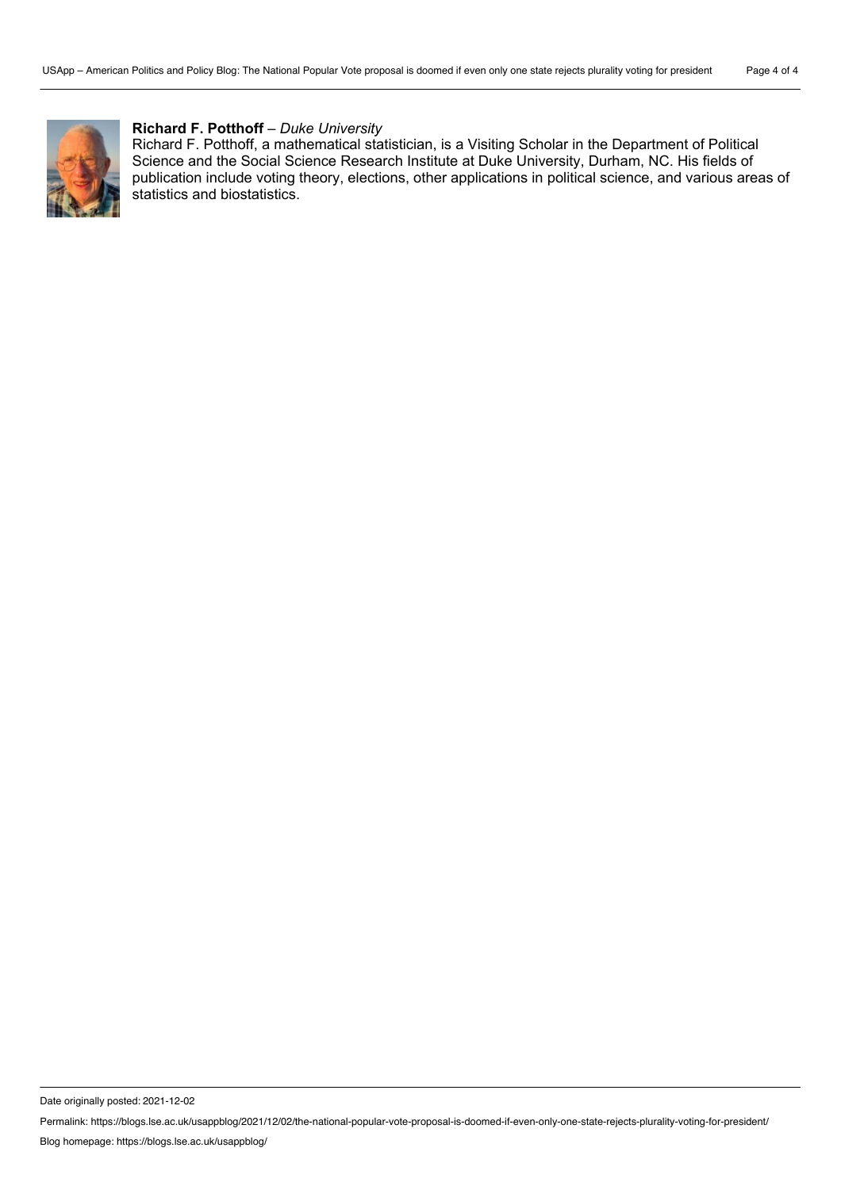**Richard F. Potthoff** – *Duke University*
Richard F. Potthoff, a mathematical statistician, is a Visiting Scholar in the Department of Political Science and the Social Science Research Institute at Duke University, Durham, NC. His fields of publication include voting theory, elections, other applications in political science, and various areas of statistics and biostatistics.

Date originally posted: 2021-12-02

Permalink: https://blogs.lse.ac.uk/usappblog/2021/12/02/the-national-popular-vote-proposal-is-doomed-if-even-only-one-state-rejects-plurality-voting-for-president/

Blog homepage: https://blogs.lse.ac.uk/usappblog/